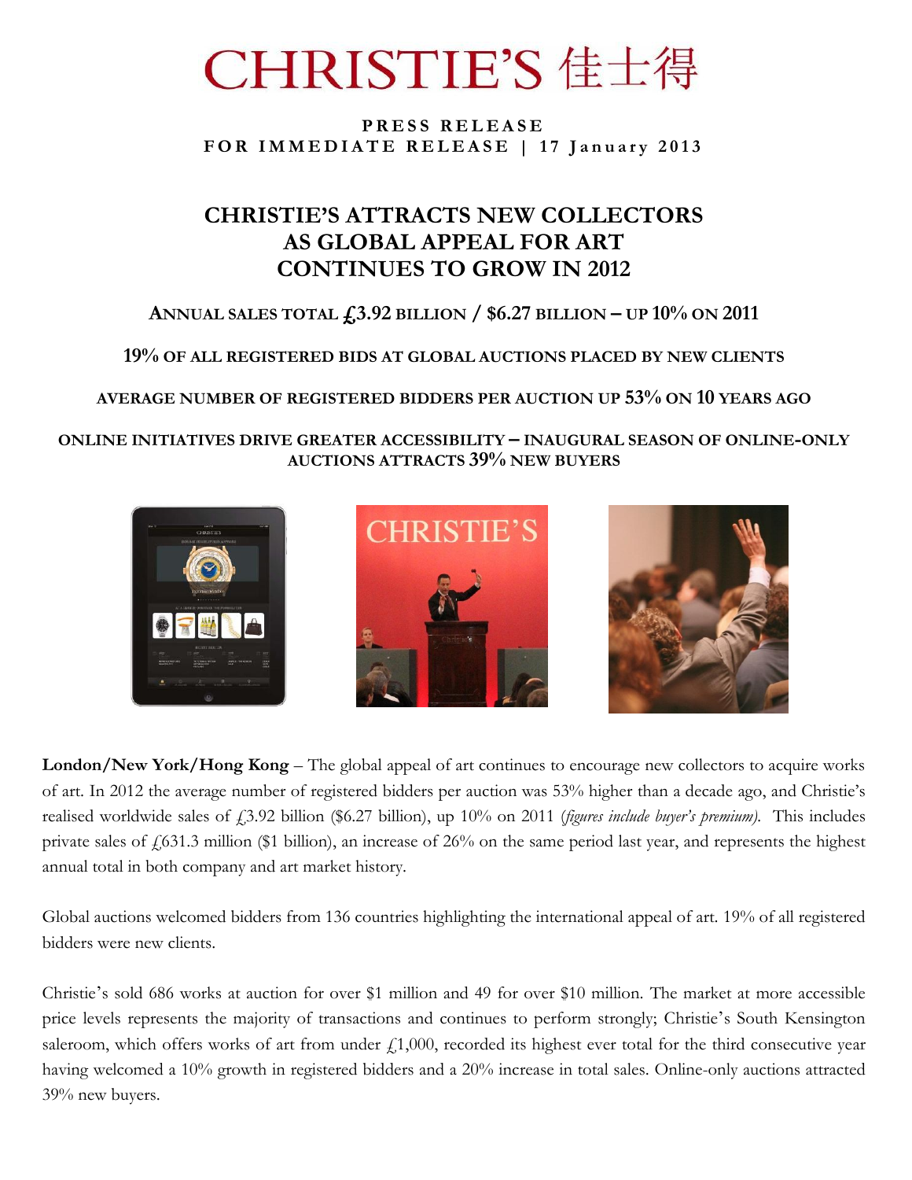# CHRISTIE'S 佳士得

**PRESS RELEASE**
**FOR IMMEDIATE RELEASE | 17 January 2013**

## CHRISTIE'S ATTRACTS NEW COLLECTORS AS GLOBAL APPEAL FOR ART CONTINUES TO GROW IN 2012

### ANNUAL SALES TOTAL £3.92 BILLION / $6.27 BILLION – UP 10% ON 2011

### 19% OF ALL REGISTERED BIDS AT GLOBAL AUCTIONS PLACED BY NEW CLIENTS

### AVERAGE NUMBER OF REGISTERED BIDDERS PER AUCTION UP 53% ON 10 YEARS AGO

### ONLINE INITIATIVES DRIVE GREATER ACCESSIBILITY – INAUGURAL SEASON OF ONLINE-ONLY AUCTIONS ATTRACTS 39% NEW BUYERS

**London/New York/Hong Kong** – The global appeal of art continues to encourage new collectors to acquire works of art. In 2012 the average number of registered bidders per auction was 53% higher than a decade ago, and Christie's realised worldwide sales of £3.92 billion ($6.27 billion), up 10% on 2011 (*figures include buyer's premium*). This includes private sales of £631.3 million ($1 billion), an increase of 26% on the same period last year, and represents the highest annual total in both company and art market history.

Global auctions welcomed bidders from 136 countries highlighting the international appeal of art. 19% of all registered bidders were new clients.

Christie's sold 686 works at auction for over $1 million and 49 for over $10 million. The market at more accessible price levels represents the majority of transactions and continues to perform strongly; Christie's South Kensington saleroom, which offers works of art from under £1,000, recorded its highest ever total for the third consecutive year having welcomed a 10% growth in registered bidders and a 20% increase in total sales. Online-only auctions attracted 39% new buyers.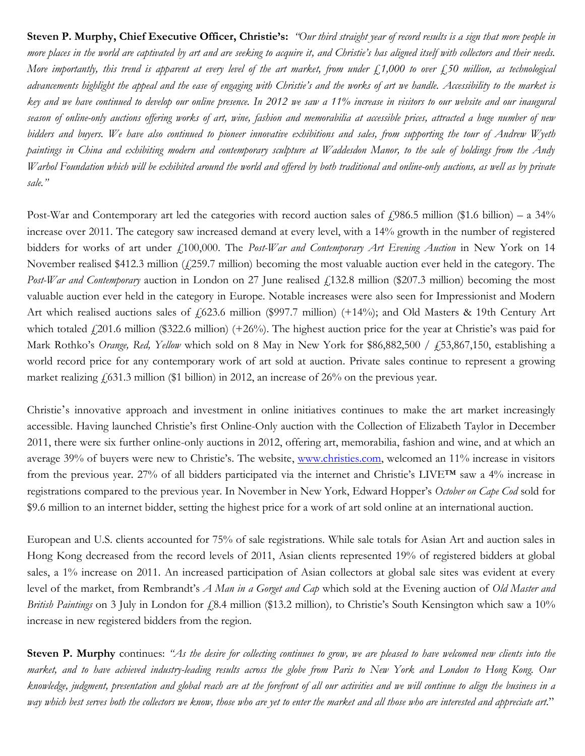**Steven P. Murphy, Chief Executive Officer, Christie's:** *"Our third straight year of record results is a sign that more people in more places in the world are captivated by art and are seeking to acquire it, and Christie's has aligned itself with collectors and their needs. More importantly, this trend is apparent at every level of the art market, from under £1,000 to over £50 million, as technological advancements highlight the appeal and the ease of engaging with Christie's and the works of art we handle. Accessibility to the market is key and we have continued to develop our online presence. In 2012 we saw a 11% increase in visitors to our website and our inaugural season of online-only auctions offering works of art, wine, fashion and memorabilia at accessible prices, attracted a huge number of new bidders and buyers. We have also continued to pioneer innovative exhibitions and sales, from supporting the tour of Andrew Wyeth paintings in China and exhibiting modern and contemporary sculpture at Waddesdon Manor, to the sale of holdings from the Andy Warhol Foundation which will be exhibited around the world and offered by both traditional and online-only auctions, as well as by private sale."*

Post-War and Contemporary art led the categories with record auction sales of £986.5 million ($1.6 billion) – a 34% increase over 2011. The category saw increased demand at every level, with a 14% growth in the number of registered bidders for works of art under £100,000. The *Post-War and Contemporary Art Evening Auction* in New York on 14 November realised $412.3 million (£259.7 million) becoming the most valuable auction ever held in the category. The *Post-War and Contemporary* auction in London on 27 June realised £132.8 million ($207.3 million) becoming the most valuable auction ever held in the category in Europe. Notable increases were also seen for Impressionist and Modern Art which realised auctions sales of £623.6 million ($997.7 million) (+14%); and Old Masters & 19th Century Art which totaled £201.6 million ($322.6 million) (+26%). The highest auction price for the year at Christie's was paid for Mark Rothko's *Orange, Red, Yellow* which sold on 8 May in New York for $86,882,500 / £53,867,150, establishing a world record price for any contemporary work of art sold at auction. Private sales continue to represent a growing market realizing £631.3 million ($1 billion) in 2012, an increase of 26% on the previous year.

Christie's innovative approach and investment in online initiatives continues to make the art market increasingly accessible. Having launched Christie's first Online-Only auction with the Collection of Elizabeth Taylor in December 2011, there were six further online-only auctions in 2012, offering art, memorabilia, fashion and wine, and at which an average 39% of buyers were new to Christie's. The website, [www.christies.com](http://www.christies.com), welcomed an 11% increase in visitors from the previous year. 27% of all bidders participated via the internet and Christie's LIVE™ saw a 4% increase in registrations compared to the previous year. In November in New York, Edward Hopper's *October on Cape Cod* sold for $9.6 million to an internet bidder, setting the highest price for a work of art sold online at an international auction.

European and U.S. clients accounted for 75% of sale registrations. While sale totals for Asian Art and auction sales in Hong Kong decreased from the record levels of 2011, Asian clients represented 19% of registered bidders at global sales, a 1% increase on 2011. An increased participation of Asian collectors at global sale sites was evident at every level of the market, from Rembrandt's *A Man in a Gorget and Cap* which sold at the Evening auction of *Old Master and British Paintings* on 3 July in London for £8.4 million ($13.2 million), to Christie's South Kensington which saw a 10% increase in new registered bidders from the region.

**Steven P. Murphy** continues: *"As the desire for collecting continues to grow, we are pleased to have welcomed new clients into the market, and to have achieved industry-leading results across the globe from Paris to New York and London to Hong Kong. Our knowledge, judgment, presentation and global reach are at the forefront of all our activities and we will continue to align the business in a way which best serves both the collectors we know, those who are yet to enter the market and all those who are interested and appreciate art."*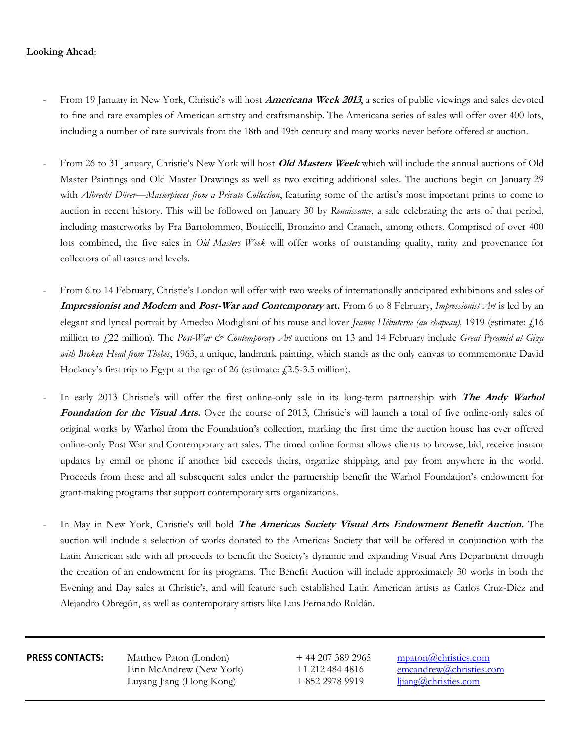**Looking Ahead**:

- From 19 January in New York, Christie's will host ***Americana Week 2013***, a series of public viewings and sales devoted to fine and rare examples of American artistry and craftsmanship. The Americana series of sales will offer over 400 lots, including a number of rare survivals from the 18th and 19th century and many works never before offered at auction.

- From 26 to 31 January, Christie's New York will host ***Old Masters Week*** which will include the annual auctions of Old Master Paintings and Old Master Drawings as well as two exciting additional sales. The auctions begin on January 29 with *Albrecht Dürer—Masterpieces from a Private Collection*, featuring some of the artist's most important prints to come to auction in recent history. This will be followed on January 30 by *Renaissance*, a sale celebrating the arts of that period, including masterworks by Fra Bartolommeo, Botticelli, Bronzino and Cranach, among others. Comprised of over 400 lots combined, the five sales in *Old Masters Week* will offer works of outstanding quality, rarity and provenance for collectors of all tastes and levels.

- From 6 to 14 February, Christie's London will offer with two weeks of internationally anticipated exhibitions and sales of ***Impressionist and Modern*** **and** ***Post-War and Contemporary*** **art.** From 6 to 8 February, *Impressionist Art* is led by an elegant and lyrical portrait by Amedeo Modigliani of his muse and lover *Jeanne Hébuterne (au chapeau),* 1919 (estimate: £16 million to £22 million). The *Post-War & Contemporary Art* auctions on 13 and 14 February include *Great Pyramid at Giza with Broken Head from Thebes*, 1963, a unique, landmark painting, which stands as the only canvas to commemorate David Hockney's first trip to Egypt at the age of 26 (estimate: £2.5-3.5 million).

- In early 2013 Christie's will offer the first online-only sale in its long-term partnership with ***The Andy Warhol Foundation for the Visual Arts.*** Over the course of 2013, Christie's will launch a total of five online-only sales of original works by Warhol from the Foundation's collection, marking the first time the auction house has ever offered online-only Post War and Contemporary art sales. The timed online format allows clients to browse, bid, receive instant updates by email or phone if another bid exceeds theirs, organize shipping, and pay from anywhere in the world. Proceeds from these and all subsequent sales under the partnership benefit the Warhol Foundation's endowment for grant-making programs that support contemporary arts organizations.

- In May in New York, Christie's will hold ***The Americas Society Visual Arts Endowment Benefit Auction.*** The auction will include a selection of works donated to the Americas Society that will be offered in conjunction with the Latin American sale with all proceeds to benefit the Society's dynamic and expanding Visual Arts Department through the creation of an endowment for its programs. The Benefit Auction will include approximately 30 works in both the Evening and Day sales at Christie's, and will feature such established Latin American artists as Carlos Cruz-Diez and Alejandro Obregón, as well as contemporary artists like Luis Fernando Roldán.

| **PRESS CONTACTS:** | Matthew Paton (London) | + 44 207 389 2965 | mpaton@christies.com |
|---|---|---|---|
| | Erin McAndrew (New York) | +1 212 484 4816 | emcandrew@christies.com |
| | Luyang Jiang (Hong Kong) | + 852 2978 9919 | ljiang@christies.com |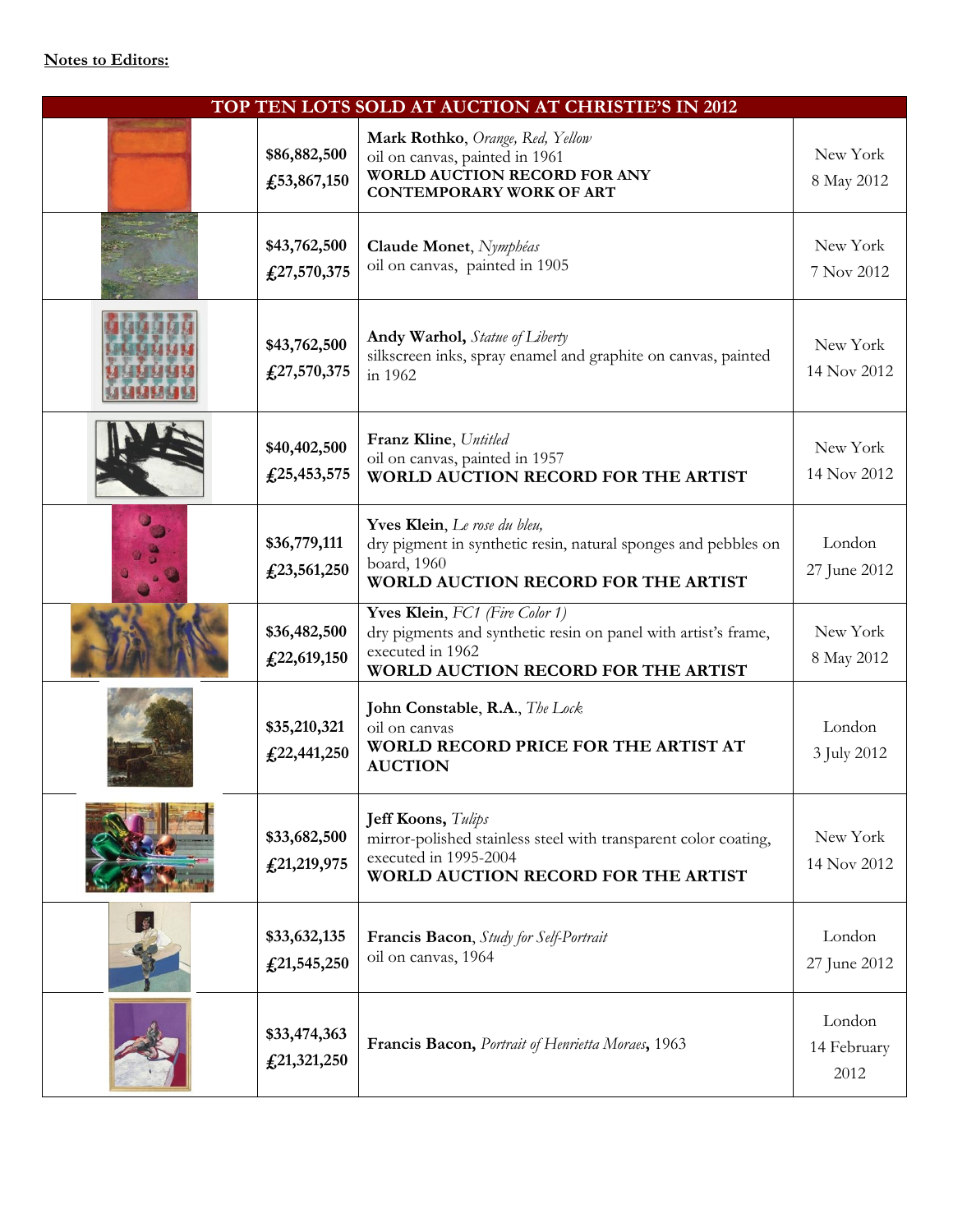**Notes to Editors:**

| TOP TEN LOTS SOLD AT AUCTION AT CHRISTIE'S IN 2012 | | | |
|---|---|---|---|
| | $86,882,500<br>£53,867,150 | **Mark Rothko**, *Orange, Red, Yellow*<br>oil on canvas, painted in 1961<br>**WORLD AUCTION RECORD FOR ANY CONTEMPORARY WORK OF ART** | New York<br>8 May 2012 |
| | $43,762,500<br>£27,570,375 | **Claude Monet**, *Nymphéas*<br>oil on canvas, painted in 1905 | New York<br>7 Nov 2012 |
| | $43,762,500<br>£27,570,375 | **Andy Warhol,** *Statue of Liberty*<br>silkscreen inks, spray enamel and graphite on canvas, painted in 1962 | New York<br>14 Nov 2012 |
| | $40,402,500<br>£25,453,575 | **Franz Kline**, *Untitled*<br>oil on canvas, painted in 1957<br>**WORLD AUCTION RECORD FOR THE ARTIST** | New York<br>14 Nov 2012 |
| | $36,779,111<br>£23,561,250 | **Yves Klein**, *Le rose du bleu,*<br>dry pigment in synthetic resin, natural sponges and pebbles on board, 1960<br>**WORLD AUCTION RECORD FOR THE ARTIST** | London<br>27 June 2012 |
| | $36,482,500<br>£22,619,150 | **Yves Klein**, *FC1 (Fire Color 1)*<br>dry pigments and synthetic resin on panel with artist's frame, executed in 1962<br>**WORLD AUCTION RECORD FOR THE ARTIST** | New York<br>8 May 2012 |
| | $35,210,321<br>£22,441,250 | **John Constable, R.A.**, *The Lock*<br>oil on canvas<br>**WORLD RECORD PRICE FOR THE ARTIST AT AUCTION** | London<br>3 July 2012 |
| | $33,682,500<br>£21,219,975 | **Jeff Koons,** *Tulips*<br>mirror-polished stainless steel with transparent color coating, executed in 1995-2004<br>**WORLD AUCTION RECORD FOR THE ARTIST** | New York<br>14 Nov 2012 |
| | $33,632,135<br>£21,545,250 | **Francis Bacon**, *Study for Self-Portrait*<br>oil on canvas, 1964 | London<br>27 June 2012 |
| | $33,474,363<br>£21,321,250 | **Francis Bacon,** *Portrait of Henrietta Moraes***,** 1963 | London<br>14 February 2012 |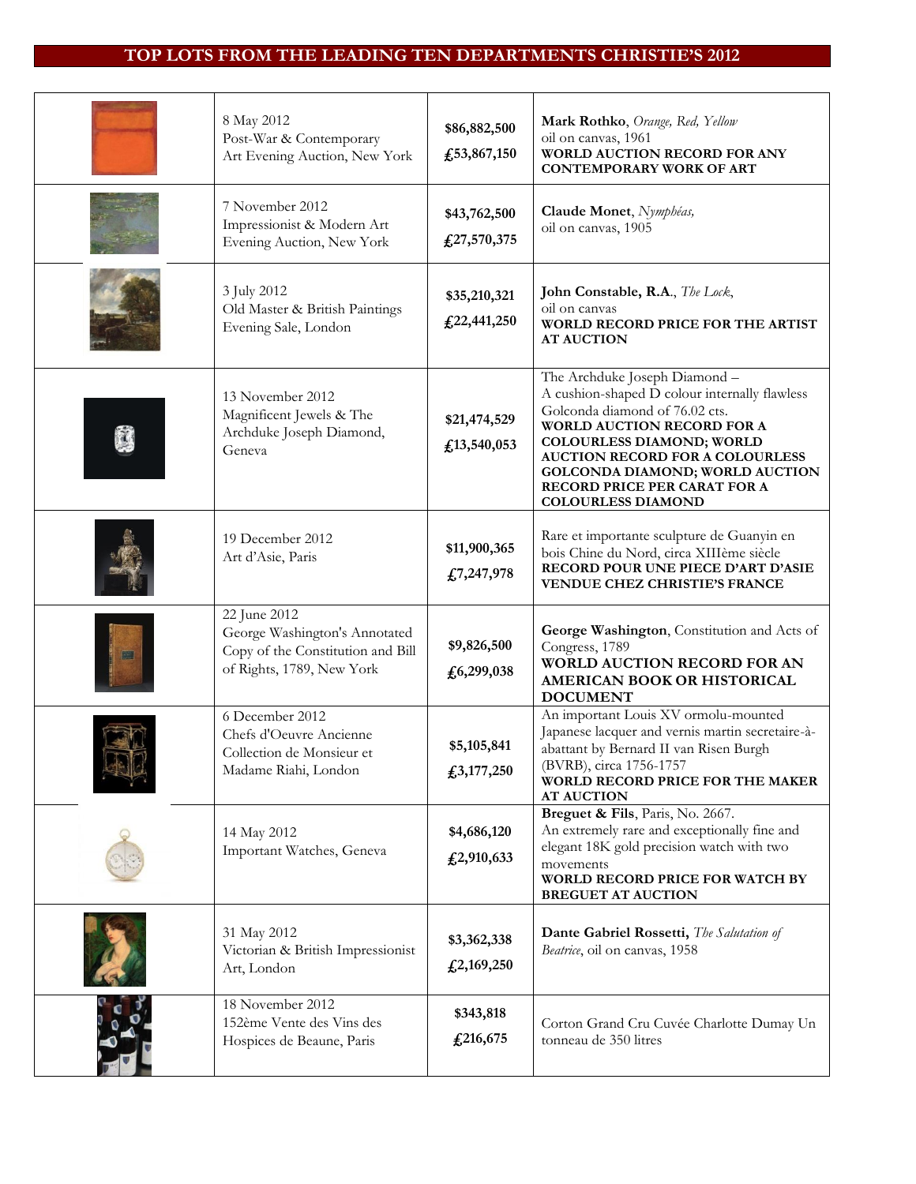# TOP LOTS FROM THE LEADING TEN DEPARTMENTS CHRISTIE'S 2012

| | Sale | Price | Lot |
|---|---|---|---|
| | 8 May 2012 Post-War & Contemporary Art Evening Auction, New York | $86,882,500 £53,867,150 | **Mark Rothko**, *Orange, Red, Yellow* oil on canvas, 1961 **WORLD AUCTION RECORD FOR ANY CONTEMPORARY WORK OF ART** |
| | 7 November 2012 Impressionist & Modern Art Evening Auction, New York | $43,762,500 £27,570,375 | **Claude Monet**, *Nymphéas,* oil on canvas, 1905 |
| | 3 July 2012 Old Master & British Paintings Evening Sale, London | $35,210,321 £22,441,250 | **John Constable, R.A.**, *The Lock*, oil on canvas **WORLD RECORD PRICE FOR THE ARTIST AT AUCTION** |
| | 13 November 2012 Magnificent Jewels & The Archduke Joseph Diamond, Geneva | $21,474,529 £13,540,053 | The Archduke Joseph Diamond – A cushion-shaped D colour internally flawless Golconda diamond of 76.02 cts. **WORLD AUCTION RECORD FOR A COLOURLESS DIAMOND; WORLD AUCTION RECORD FOR A COLOURLESS GOLCONDA DIAMOND; WORLD AUCTION RECORD PRICE PER CARAT FOR A COLOURLESS DIAMOND** |
| | 19 December 2012 Art d'Asie, Paris | $11,900,365 £7,247,978 | Rare et importante sculpture de Guanyin en bois Chine du Nord, circa XIIIème siècle **RECORD POUR UNE PIECE D'ART D'ASIE VENDUE CHEZ CHRISTIE'S FRANCE** |
| | 22 June 2012 George Washington's Annotated Copy of the Constitution and Bill of Rights, 1789, New York | $9,826,500 £6,299,038 | **George Washington**, Constitution and Acts of Congress, 1789 **WORLD AUCTION RECORD FOR AN AMERICAN BOOK OR HISTORICAL DOCUMENT** |
| | 6 December 2012 Chefs d'Oeuvre Ancienne Collection de Monsieur et Madame Riahi, London | $5,105,841 £3,177,250 | An important Louis XV ormolu-mounted Japanese lacquer and vernis martin secretaire-à-abattant by Bernard II van Risen Burgh (BVRB), circa 1756-1757 **WORLD RECORD PRICE FOR THE MAKER AT AUCTION** |
| | 14 May 2012 Important Watches, Geneva | $4,686,120 £2,910,633 | **Breguet & Fils**, Paris, No. 2667. An extremely rare and exceptionally fine and elegant 18K gold precision watch with two movements **WORLD RECORD PRICE FOR WATCH BY BREGUET AT AUCTION** |
| | 31 May 2012 Victorian & British Impressionist Art, London | $3,362,338 £2,169,250 | **Dante Gabriel Rossetti,** *The Salutation of Beatrice*, oil on canvas, 1958 |
| | 18 November 2012 152ème Vente des Vins des Hospices de Beaune, Paris | $343,818 £216,675 | Corton Grand Cru Cuvée Charlotte Dumay Un tonneau de 350 litres |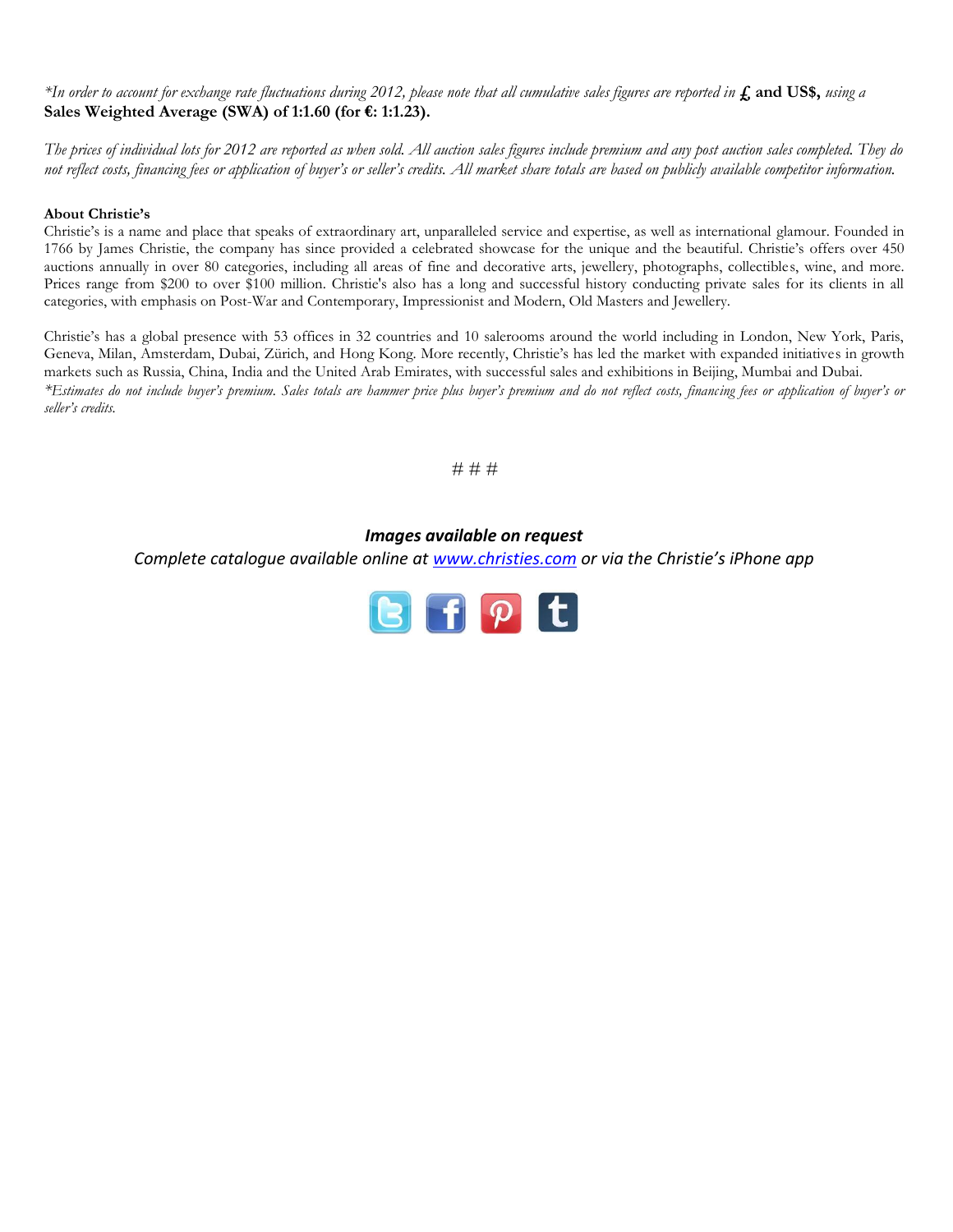*\*In order to account for exchange rate fluctuations during 2012, please note that all cumulative sales figures are reported in* **£ and US$,** *using a* **Sales Weighted Average (SWA) of 1:1.60 (for €: 1:1.23).**

*The prices of individual lots for 2012 are reported as when sold. All auction sales figures include premium and any post auction sales completed. They do not reflect costs, financing fees or application of buyer's or seller's credits. All market share totals are based on publicly available competitor information.*

**About Christie's**

Christie's is a name and place that speaks of extraordinary art, unparalleled service and expertise, as well as international glamour. Founded in 1766 by James Christie, the company has since provided a celebrated showcase for the unique and the beautiful. Christie's offers over 450 auctions annually in over 80 categories, including all areas of fine and decorative arts, jewellery, photographs, collectibles, wine, and more. Prices range from $200 to over $100 million. Christie's also has a long and successful history conducting private sales for its clients in all categories, with emphasis on Post-War and Contemporary, Impressionist and Modern, Old Masters and Jewellery.

Christie's has a global presence with 53 offices in 32 countries and 10 salerooms around the world including in London, New York, Paris, Geneva, Milan, Amsterdam, Dubai, Zürich, and Hong Kong. More recently, Christie's has led the market with expanded initiatives in growth markets such as Russia, China, India and the United Arab Emirates, with successful sales and exhibitions in Beijing, Mumbai and Dubai.
*\*Estimates do not include buyer's premium. Sales totals are hammer price plus buyer's premium and do not reflect costs, financing fees or application of buyer's or seller's credits.*

# # #

***Images available on request***

*Complete catalogue available online at [www.christies.com](http://www.christies.com) or via the Christie's iPhone app*